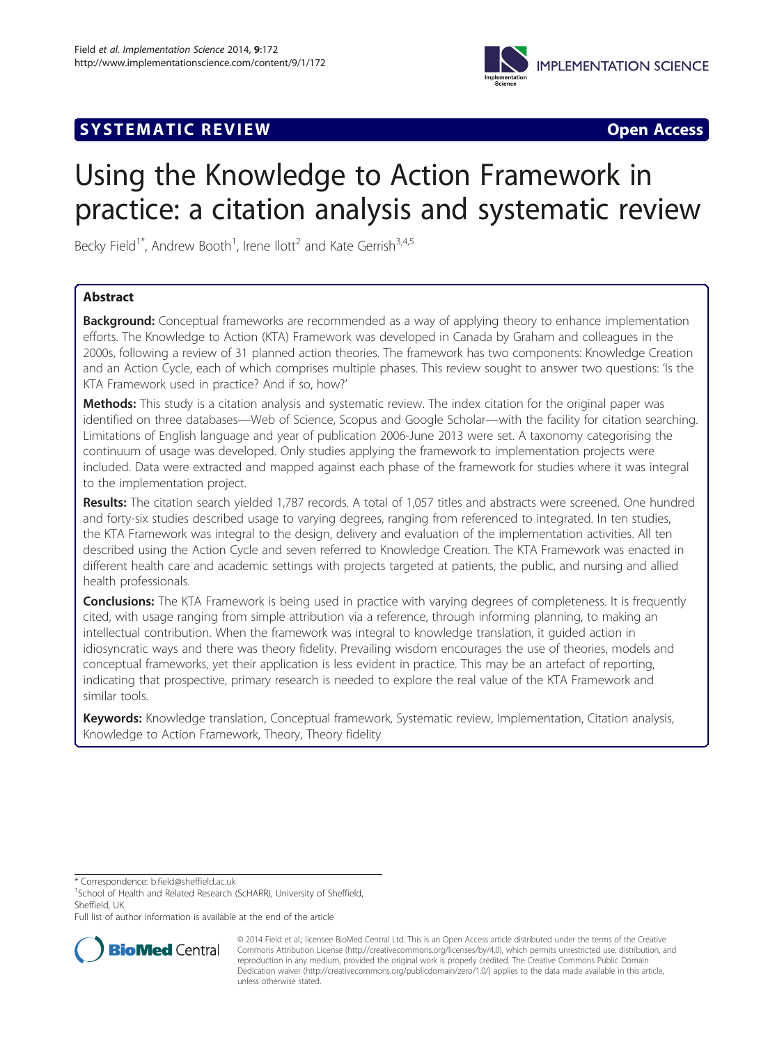SYSTEMATIC REVIEW **Open Access**

# Using the Knowledge to Action Framework in practice: a citation analysis and systematic review

Becky Field[1*], Andrew Booth[1], Irene Ilott[2] and Kate Gerrish[3,4,5]

## Abstract

**Background:** Conceptual frameworks are recommended as a way of applying theory to enhance implementation efforts. The Knowledge to Action (KTA) Framework was developed in Canada by Graham and colleagues in the 2000s, following a review of 31 planned action theories. The framework has two components: Knowledge Creation and an Action Cycle, each of which comprises multiple phases. This review sought to answer two questions: 'Is the KTA Framework used in practice? And if so, how?'

**Methods:** This study is a citation analysis and systematic review. The index citation for the original paper was identified on three databases—Web of Science, Scopus and Google Scholar—with the facility for citation searching. Limitations of English language and year of publication 2006-June 2013 were set. A taxonomy categorising the continuum of usage was developed. Only studies applying the framework to implementation projects were included. Data were extracted and mapped against each phase of the framework for studies where it was integral to the implementation project.

**Results:** The citation search yielded 1,787 records. A total of 1,057 titles and abstracts were screened. One hundred and forty-six studies described usage to varying degrees, ranging from referenced to integrated. In ten studies, the KTA Framework was integral to the design, delivery and evaluation of the implementation activities. All ten described using the Action Cycle and seven referred to Knowledge Creation. The KTA Framework was enacted in different health care and academic settings with projects targeted at patients, the public, and nursing and allied health professionals.

**Conclusions:** The KTA Framework is being used in practice with varying degrees of completeness. It is frequently cited, with usage ranging from simple attribution via a reference, through informing planning, to making an intellectual contribution. When the framework was integral to knowledge translation, it guided action in idiosyncratic ways and there was theory fidelity. Prevailing wisdom encourages the use of theories, models and conceptual frameworks, yet their application is less evident in practice. This may be an artefact of reporting, indicating that prospective, primary research is needed to explore the real value of the KTA Framework and similar tools.

**Keywords:** Knowledge translation, Conceptual framework, Systematic review, Implementation, Citation analysis, Knowledge to Action Framework, Theory, Theory fidelity

\* Correspondence: b.field@sheffield.ac.uk
[1]School of Health and Related Research (ScHARR), University of Sheffield, Sheffield, UK
Full list of author information is available at the end of the article

© 2014 Field et al.; licensee BioMed Central Ltd. This is an Open Access article distributed under the terms of the Creative Commons Attribution License (http://creativecommons.org/licenses/by/4.0), which permits unrestricted use, distribution, and reproduction in any medium, provided the original work is properly credited. The Creative Commons Public Domain Dedication waiver (http://creativecommons.org/publicdomain/zero/1.0/) applies to the data made available in this article, unless otherwise stated.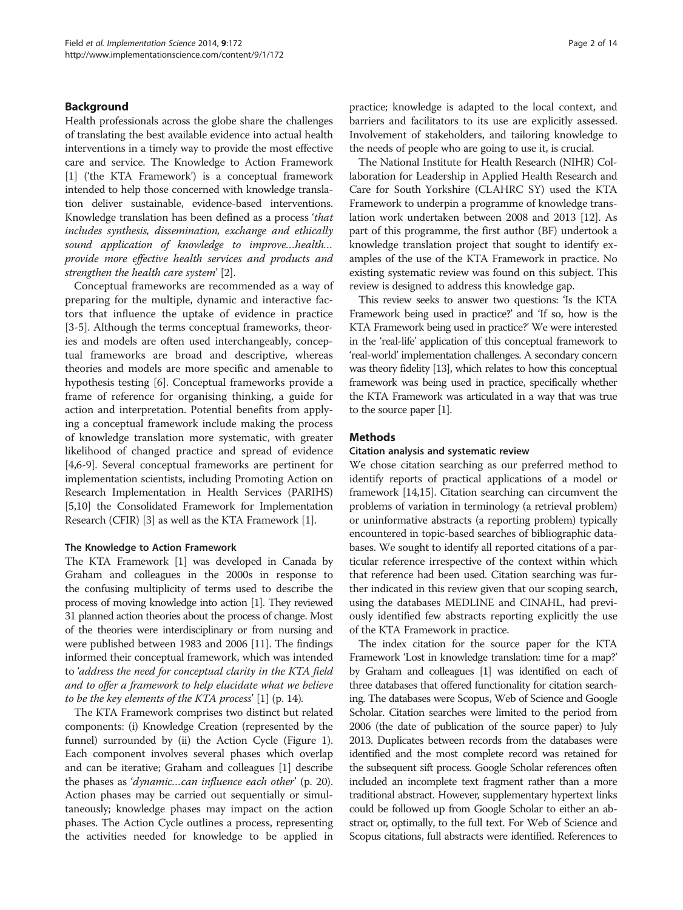## Background

Health professionals across the globe share the challenges of translating the best available evidence into actual health interventions in a timely way to provide the most effective care and service. The Knowledge to Action Framework [1] ('the KTA Framework') is a conceptual framework intended to help those concerned with knowledge translation deliver sustainable, evidence-based interventions. Knowledge translation has been defined as a process '*that includes synthesis, dissemination, exchange and ethically sound application of knowledge to improve…health… provide more effective health services and products and strengthen the health care system*' [2].

Conceptual frameworks are recommended as a way of preparing for the multiple, dynamic and interactive factors that influence the uptake of evidence in practice [3-5]. Although the terms conceptual frameworks, theories and models are often used interchangeably, conceptual frameworks are broad and descriptive, whereas theories and models are more specific and amenable to hypothesis testing [6]. Conceptual frameworks provide a frame of reference for organising thinking, a guide for action and interpretation. Potential benefits from applying a conceptual framework include making the process of knowledge translation more systematic, with greater likelihood of changed practice and spread of evidence [4,6-9]. Several conceptual frameworks are pertinent for implementation scientists, including Promoting Action on Research Implementation in Health Services (PARIHS) [5,10] the Consolidated Framework for Implementation Research (CFIR) [3] as well as the KTA Framework [1].

### The Knowledge to Action Framework

The KTA Framework [1] was developed in Canada by Graham and colleagues in the 2000s in response to the confusing multiplicity of terms used to describe the process of moving knowledge into action [1]. They reviewed 31 planned action theories about the process of change. Most of the theories were interdisciplinary or from nursing and were published between 1983 and 2006 [11]. The findings informed their conceptual framework, which was intended to '*address the need for conceptual clarity in the KTA field and to offer a framework to help elucidate what we believe to be the key elements of the KTA process*' [1] (p. 14).

The KTA Framework comprises two distinct but related components: (i) Knowledge Creation (represented by the funnel) surrounded by (ii) the Action Cycle (Figure 1). Each component involves several phases which overlap and can be iterative; Graham and colleagues [1] describe the phases as '*dynamic…can influence each other*' (p. 20). Action phases may be carried out sequentially or simultaneously; knowledge phases may impact on the action phases. The Action Cycle outlines a process, representing the activities needed for knowledge to be applied in practice; knowledge is adapted to the local context, and barriers and facilitators to its use are explicitly assessed. Involvement of stakeholders, and tailoring knowledge to the needs of people who are going to use it, is crucial.

The National Institute for Health Research (NIHR) Collaboration for Leadership in Applied Health Research and Care for South Yorkshire (CLAHRC SY) used the KTA Framework to underpin a programme of knowledge translation work undertaken between 2008 and 2013 [12]. As part of this programme, the first author (BF) undertook a knowledge translation project that sought to identify examples of the use of the KTA Framework in practice. No existing systematic review was found on this subject. This review is designed to address this knowledge gap.

This review seeks to answer two questions: 'Is the KTA Framework being used in practice?' and 'If so, how is the KTA Framework being used in practice?' We were interested in the 'real-life' application of this conceptual framework to 'real-world' implementation challenges. A secondary concern was theory fidelity [13], which relates to how this conceptual framework was being used in practice, specifically whether the KTA Framework was articulated in a way that was true to the source paper [1].

## Methods

### Citation analysis and systematic review

We chose citation searching as our preferred method to identify reports of practical applications of a model or framework [14,15]. Citation searching can circumvent the problems of variation in terminology (a retrieval problem) or uninformative abstracts (a reporting problem) typically encountered in topic-based searches of bibliographic databases. We sought to identify all reported citations of a particular reference irrespective of the context within which that reference had been used. Citation searching was further indicated in this review given that our scoping search, using the databases MEDLINE and CINAHL, had previously identified few abstracts reporting explicitly the use of the KTA Framework in practice.

The index citation for the source paper for the KTA Framework 'Lost in knowledge translation: time for a map?' by Graham and colleagues [1] was identified on each of three databases that offered functionality for citation searching. The databases were Scopus, Web of Science and Google Scholar. Citation searches were limited to the period from 2006 (the date of publication of the source paper) to July 2013. Duplicates between records from the databases were identified and the most complete record was retained for the subsequent sift process. Google Scholar references often included an incomplete text fragment rather than a more traditional abstract. However, supplementary hypertext links could be followed up from Google Scholar to either an abstract or, optimally, to the full text. For Web of Science and Scopus citations, full abstracts were identified. References to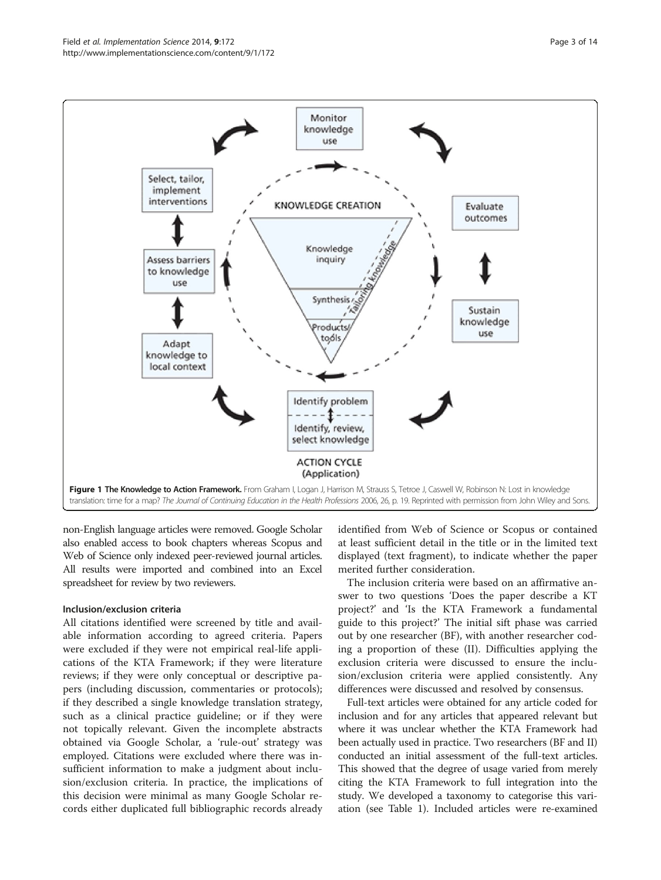**Figure 1 The Knowledge to Action Framework.** From Graham I, Logan J, Harrison M, Strauss S, Tetroe J, Caswell W, Robinson N: Lost in knowledge translation: time for a map? *The Journal of Continuing Education in the Health Professions* 2006, 26, p. 19. Reprinted with permission from John Wiley and Sons.

non-English language articles were removed. Google Scholar also enabled access to book chapters whereas Scopus and Web of Science only indexed peer-reviewed journal articles. All results were imported and combined into an Excel spreadsheet for review by two reviewers.

### Inclusion/exclusion criteria

All citations identified were screened by title and available information according to agreed criteria. Papers were excluded if they were not empirical real-life applications of the KTA Framework; if they were literature reviews; if they were only conceptual or descriptive papers (including discussion, commentaries or protocols); if they described a single knowledge translation strategy, such as a clinical practice guideline; or if they were not topically relevant. Given the incomplete abstracts obtained via Google Scholar, a 'rule-out' strategy was employed. Citations were excluded where there was insufficient information to make a judgment about inclusion/exclusion criteria. In practice, the implications of this decision were minimal as many Google Scholar records either duplicated full bibliographic records already identified from Web of Science or Scopus or contained at least sufficient detail in the title or in the limited text displayed (text fragment), to indicate whether the paper merited further consideration.

The inclusion criteria were based on an affirmative answer to two questions 'Does the paper describe a KT project?' and 'Is the KTA Framework a fundamental guide to this project?' The initial sift phase was carried out by one researcher (BF), with another researcher coding a proportion of these (II). Difficulties applying the exclusion criteria were discussed to ensure the inclusion/exclusion criteria were applied consistently. Any differences were discussed and resolved by consensus.

Full-text articles were obtained for any article coded for inclusion and for any articles that appeared relevant but where it was unclear whether the KTA Framework had been actually used in practice. Two researchers (BF and II) conducted an initial assessment of the full-text articles. This showed that the degree of usage varied from merely citing the KTA Framework to full integration into the study. We developed a taxonomy to categorise this variation (see Table 1). Included articles were re-examined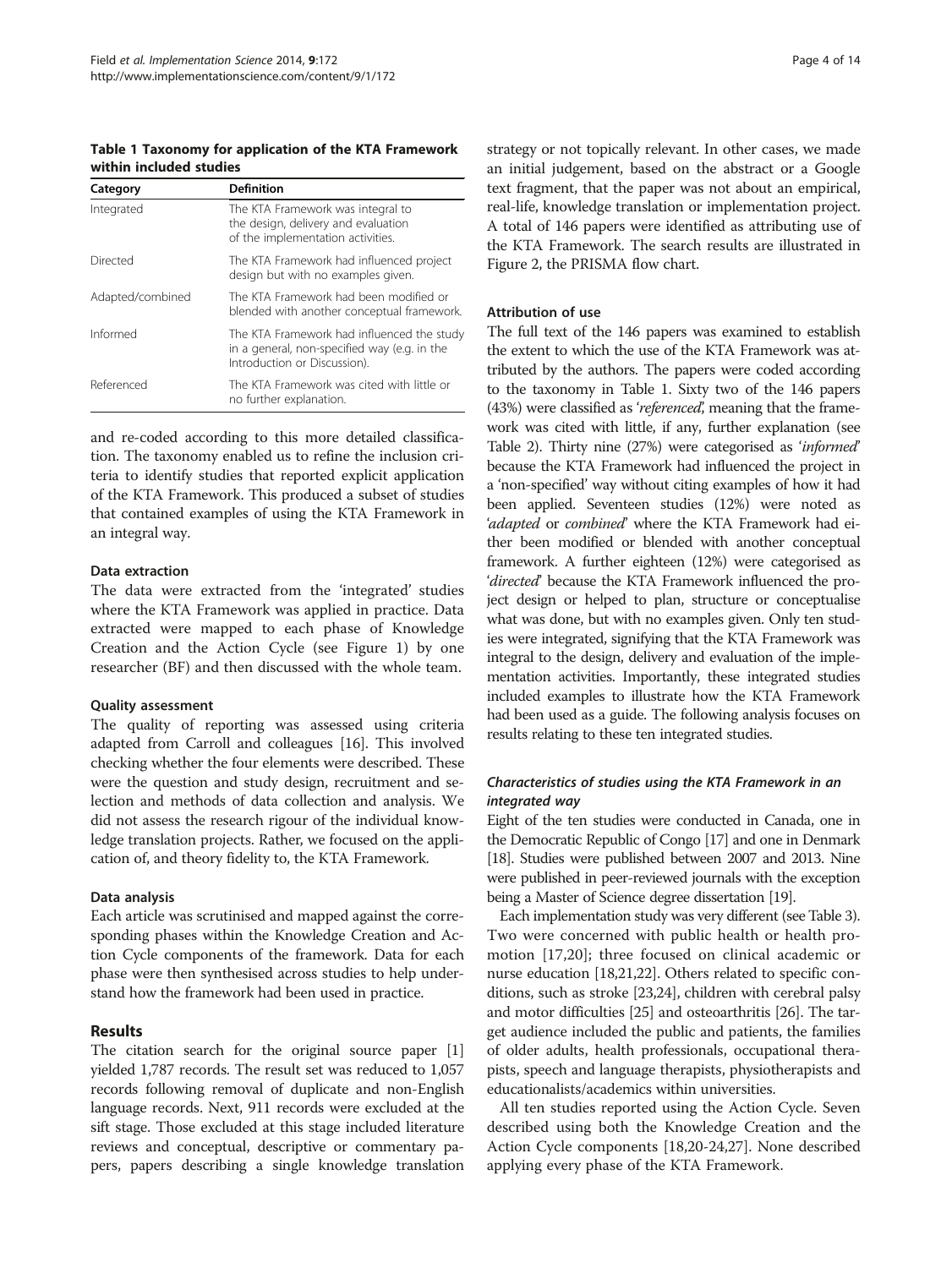**Table 1 Taxonomy for application of the KTA Framework within included studies**

| Category | Definition |
| --- | --- |
| Integrated | The KTA Framework was integral to the design, delivery and evaluation of the implementation activities. |
| Directed | The KTA Framework had influenced project design but with no examples given. |
| Adapted/combined | The KTA Framework had been modified or blended with another conceptual framework. |
| Informed | The KTA Framework had influenced the study in a general, non-specified way (e.g. in the Introduction or Discussion). |
| Referenced | The KTA Framework was cited with little or no further explanation. |

and re-coded according to this more detailed classification. The taxonomy enabled us to refine the inclusion criteria to identify studies that reported explicit application of the KTA Framework. This produced a subset of studies that contained examples of using the KTA Framework in an integral way.

### Data extraction

The data were extracted from the 'integrated' studies where the KTA Framework was applied in practice. Data extracted were mapped to each phase of Knowledge Creation and the Action Cycle (see Figure 1) by one researcher (BF) and then discussed with the whole team.

### Quality assessment

The quality of reporting was assessed using criteria adapted from Carroll and colleagues [16]. This involved checking whether the four elements were described. These were the question and study design, recruitment and selection and methods of data collection and analysis. We did not assess the research rigour of the individual knowledge translation projects. Rather, we focused on the application of, and theory fidelity to, the KTA Framework.

### Data analysis

Each article was scrutinised and mapped against the corresponding phases within the Knowledge Creation and Action Cycle components of the framework. Data for each phase were then synthesised across studies to help understand how the framework had been used in practice.

## Results

The citation search for the original source paper [1] yielded 1,787 records. The result set was reduced to 1,057 records following removal of duplicate and non-English language records. Next, 911 records were excluded at the sift stage. Those excluded at this stage included literature reviews and conceptual, descriptive or commentary papers, papers describing a single knowledge translation strategy or not topically relevant. In other cases, we made an initial judgement, based on the abstract or a Google text fragment, that the paper was not about an empirical, real-life, knowledge translation or implementation project. A total of 146 papers were identified as attributing use of the KTA Framework. The search results are illustrated in Figure 2, the PRISMA flow chart.

### Attribution of use

The full text of the 146 papers was examined to establish the extent to which the use of the KTA Framework was attributed by the authors. The papers were coded according to the taxonomy in Table 1. Sixty two of the 146 papers (43%) were classified as '*referenced*', meaning that the framework was cited with little, if any, further explanation (see Table 2). Thirty nine (27%) were categorised as '*informed*' because the KTA Framework had influenced the project in a 'non-specified' way without citing examples of how it had been applied. Seventeen studies (12%) were noted as '*adapted* or *combined*' where the KTA Framework had either been modified or blended with another conceptual framework. A further eighteen (12%) were categorised as '*directed*' because the KTA Framework influenced the project design or helped to plan, structure or conceptualise what was done, but with no examples given. Only ten studies were integrated, signifying that the KTA Framework was integral to the design, delivery and evaluation of the implementation activities. Importantly, these integrated studies included examples to illustrate how the KTA Framework had been used as a guide. The following analysis focuses on results relating to these ten integrated studies.

### *Characteristics of studies using the KTA Framework in an integrated way*

Eight of the ten studies were conducted in Canada, one in the Democratic Republic of Congo [17] and one in Denmark [18]. Studies were published between 2007 and 2013. Nine were published in peer-reviewed journals with the exception being a Master of Science degree dissertation [19].

Each implementation study was very different (see Table 3). Two were concerned with public health or health promotion [17,20]; three focused on clinical academic or nurse education [18,21,22]. Others related to specific conditions, such as stroke [23,24], children with cerebral palsy and motor difficulties [25] and osteoarthritis [26]. The target audience included the public and patients, the families of older adults, health professionals, occupational therapists, speech and language therapists, physiotherapists and educationalists/academics within universities.

All ten studies reported using the Action Cycle. Seven described using both the Knowledge Creation and the Action Cycle components [18,20-24,27]. None described applying every phase of the KTA Framework.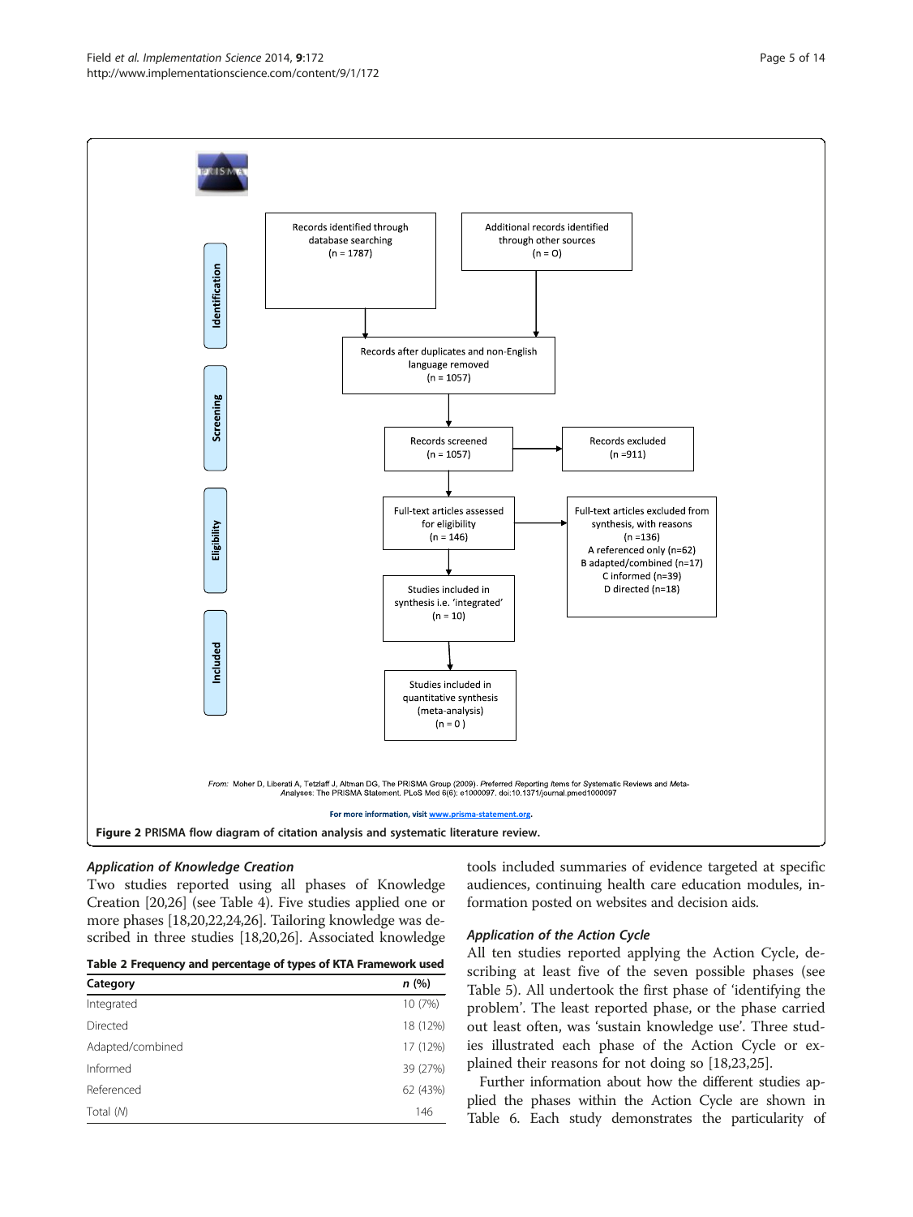PRISMA

Identification

Records identified through database searching (n = 1787)

Additional records identified through other sources (n = 0)

Records after duplicates and non-English language removed (n = 1057)

Screening

Records screened (n = 1057)

Records excluded (n =911)

Eligibility

Full-text articles assessed for eligibility (n = 146)

Full-text articles excluded from synthesis, with reasons (n =136)
A referenced only (n=62)
B adapted/combined (n=17)
C informed (n=39)
D directed (n=18)

Included

Studies included in synthesis i.e. 'integrated' (n = 10)

Studies included in quantitative synthesis (meta-analysis) (n = 0 )

*From:* Moher D, Liberati A, Tetzlaff J, Altman DG, The PRISMA Group (2009). *Preferred Reporting Items for Systematic Reviews and Meta-Analyses: The PRISMA Statement.* PLoS Med 6(6): e1000097. doi:10.1371/journal.pmed1000097

**For more information, visit www.prisma-statement.org.**

**Figure 2** PRISMA flow diagram of citation analysis and systematic literature review.

### *Application of Knowledge Creation*

Two studies reported using all phases of Knowledge Creation [20,26] (see Table 4). Five studies applied one or more phases [18,20,22,24,26]. Tailoring knowledge was described in three studies [18,20,26]. Associated knowledge tools included summaries of evidence targeted at specific audiences, continuing health care education modules, information posted on websites and decision aids.

**Table 2 Frequency and percentage of types of KTA Framework used**

| Category | *n* (%) |
|---|---|
| Integrated | 10 (7%) |
| Directed | 18 (12%) |
| Adapted/combined | 17 (12%) |
| Informed | 39 (27%) |
| Referenced | 62 (43%) |
| Total (*N*) | 146 |

### *Application of the Action Cycle*

All ten studies reported applying the Action Cycle, describing at least five of the seven possible phases (see Table 5). All undertook the first phase of 'identifying the problem'. The least reported phase, or the phase carried out least often, was 'sustain knowledge use'. Three studies illustrated each phase of the Action Cycle or explained their reasons for not doing so [18,23,25].

Further information about how the different studies applied the phases within the Action Cycle are shown in Table 6. Each study demonstrates the particularity of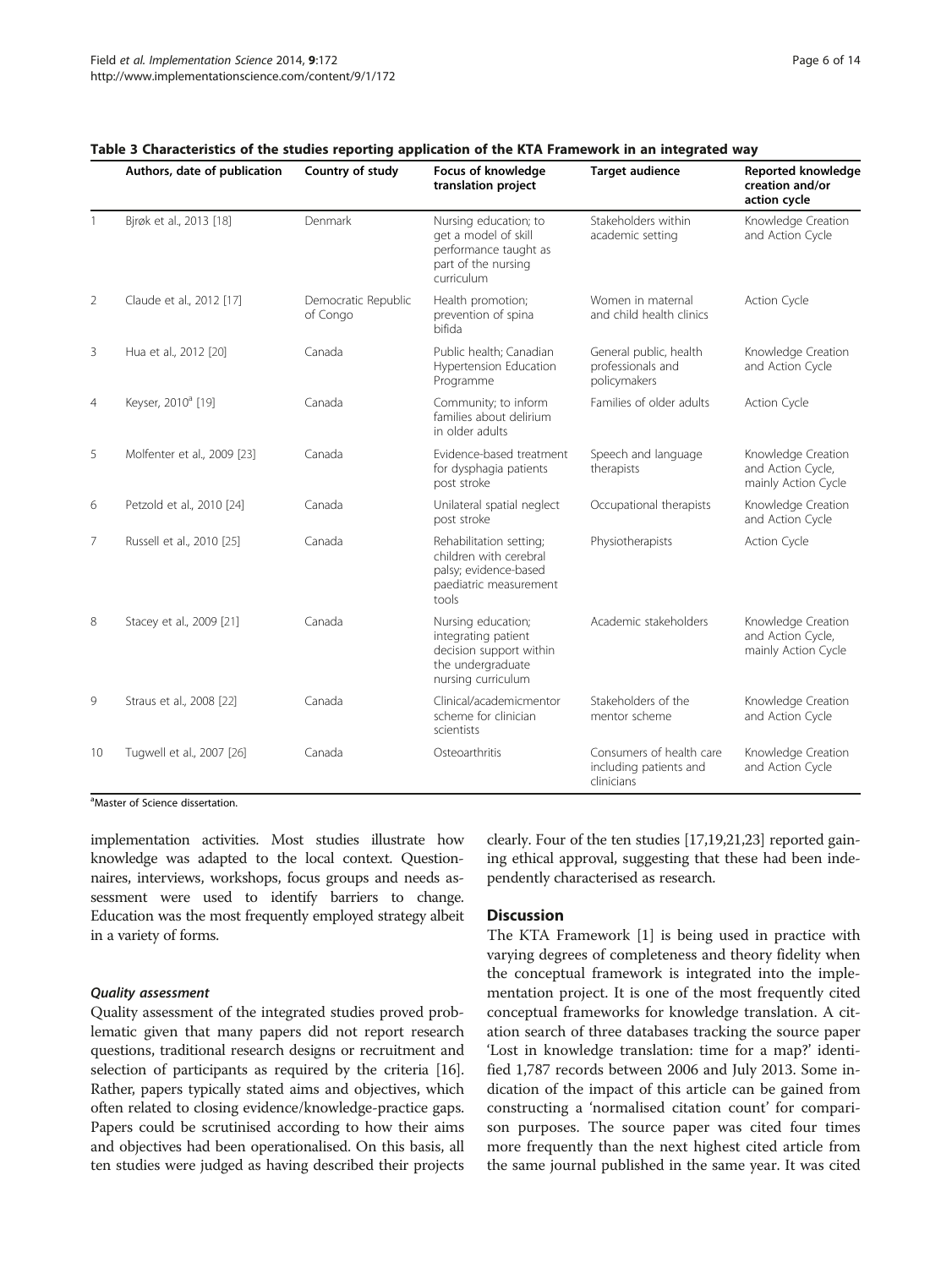**Table 3 Characteristics of the studies reporting application of the KTA Framework in an integrated way**

| | Authors, date of publication | Country of study | Focus of knowledge translation project | Target audience | Reported knowledge creation and/or action cycle |
|---|---|---|---|---|---|
| 1 | Bjrøk et al., 2013 [18] | Denmark | Nursing education; to get a model of skill performance taught as part of the nursing curriculum | Stakeholders within academic setting | Knowledge Creation and Action Cycle |
| 2 | Claude et al., 2012 [17] | Democratic Republic of Congo | Health promotion; prevention of spina bifida | Women in maternal and child health clinics | Action Cycle |
| 3 | Hua et al., 2012 [20] | Canada | Public health; Canadian Hypertension Education Programme | General public, health professionals and policymakers | Knowledge Creation and Action Cycle |
| 4 | Keyser, 2010[a] [19] | Canada | Community; to inform families about delirium in older adults | Families of older adults | Action Cycle |
| 5 | Molfenter et al., 2009 [23] | Canada | Evidence-based treatment for dysphagia patients post stroke | Speech and language therapists | Knowledge Creation and Action Cycle, mainly Action Cycle |
| 6 | Petzold et al., 2010 [24] | Canada | Unilateral spatial neglect post stroke | Occupational therapists | Knowledge Creation and Action Cycle |
| 7 | Russell et al., 2010 [25] | Canada | Rehabilitation setting; children with cerebral palsy; evidence-based paediatric measurement tools | Physiotherapists | Action Cycle |
| 8 | Stacey et al., 2009 [21] | Canada | Nursing education; integrating patient decision support within the undergraduate nursing curriculum | Academic stakeholders | Knowledge Creation and Action Cycle, mainly Action Cycle |
| 9 | Straus et al., 2008 [22] | Canada | Clinical/academicmentor scheme for clinician scientists | Stakeholders of the mentor scheme | Knowledge Creation and Action Cycle |
| 10 | Tugwell et al., 2007 [26] | Canada | Osteoarthritis | Consumers of health care including patients and clinicians | Knowledge Creation and Action Cycle |

[a]Master of Science dissertation.

implementation activities. Most studies illustrate how knowledge was adapted to the local context. Questionnaires, interviews, workshops, focus groups and needs assessment were used to identify barriers to change. Education was the most frequently employed strategy albeit in a variety of forms.

#### *Quality assessment*

Quality assessment of the integrated studies proved problematic given that many papers did not report research questions, traditional research designs or recruitment and selection of participants as required by the criteria [16]. Rather, papers typically stated aims and objectives, which often related to closing evidence/knowledge-practice gaps. Papers could be scrutinised according to how their aims and objectives had been operationalised. On this basis, all ten studies were judged as having described their projects clearly. Four of the ten studies [17,19,21,23] reported gaining ethical approval, suggesting that these had been independently characterised as research.

## Discussion

The KTA Framework [1] is being used in practice with varying degrees of completeness and theory fidelity when the conceptual framework is integrated into the implementation project. It is one of the most frequently cited conceptual frameworks for knowledge translation. A citation search of three databases tracking the source paper 'Lost in knowledge translation: time for a map?' identified 1,787 records between 2006 and July 2013. Some indication of the impact of this article can be gained from constructing a 'normalised citation count' for comparison purposes. The source paper was cited four times more frequently than the next highest cited article from the same journal published in the same year. It was cited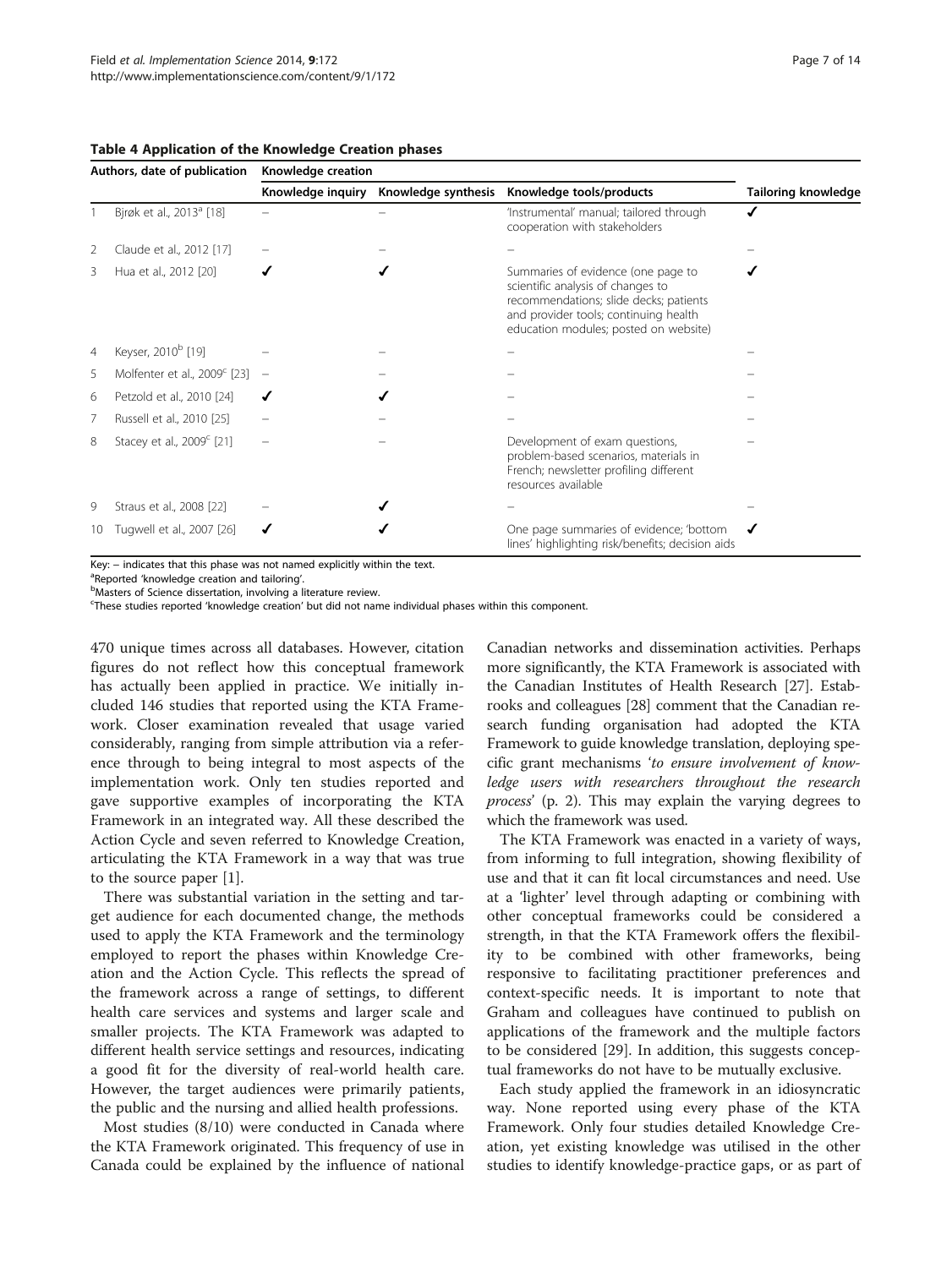**Table 4 Application of the Knowledge Creation phases**

| | Authors, date of publication | Knowledge creation | | | |
|---|---|---|---|---|---|
| | | Knowledge inquiry | Knowledge synthesis | Knowledge tools/products | Tailoring knowledge |
| 1 | Bjørk et al., 2013[a] [18] | – | – | 'Instrumental' manual; tailored through cooperation with stakeholders | ✓ |
| 2 | Claude et al., 2012 [17] | – | – | – | – |
| 3 | Hua et al., 2012 [20] | ✓ | ✓ | Summaries of evidence (one page to scientific analysis of changes to recommendations; slide decks; patients and provider tools; continuing health education modules; posted on website) | ✓ |
| 4 | Keyser, 2010[b] [19] | – | – | – | – |
| 5 | Molfenter et al., 2009[c] [23] | – | – | – | – |
| 6 | Petzold et al., 2010 [24] | ✓ | ✓ | – | – |
| 7 | Russell et al., 2010 [25] | – | – | – | – |
| 8 | Stacey et al., 2009[c] [21] | – | – | Development of exam questions, problem-based scenarios, materials in French; newsletter profiling different resources available | – |
| 9 | Straus et al., 2008 [22] | – | ✓ | – | – |
| 10 | Tugwell et al., 2007 [26] | ✓ | ✓ | One page summaries of evidence; 'bottom lines' highlighting risk/benefits; decision aids | ✓ |

Key: – indicates that this phase was not named explicitly within the text.
[a]Reported 'knowledge creation and tailoring'.
[b]Masters of Science dissertation, involving a literature review.
[c]These studies reported 'knowledge creation' but did not name individual phases within this component.

470 unique times across all databases. However, citation figures do not reflect how this conceptual framework has actually been applied in practice. We initially included 146 studies that reported using the KTA Framework. Closer examination revealed that usage varied considerably, ranging from simple attribution via a reference through to being integral to most aspects of the implementation work. Only ten studies reported and gave supportive examples of incorporating the KTA Framework in an integrated way. All these described the Action Cycle and seven referred to Knowledge Creation, articulating the KTA Framework in a way that was true to the source paper [1].

There was substantial variation in the setting and target audience for each documented change, the methods used to apply the KTA Framework and the terminology employed to report the phases within Knowledge Creation and the Action Cycle. This reflects the spread of the framework across a range of settings, to different health care services and systems and larger scale and smaller projects. The KTA Framework was adapted to different health service settings and resources, indicating a good fit for the diversity of real-world health care. However, the target audiences were primarily patients, the public and the nursing and allied health professions.

Most studies (8/10) were conducted in Canada where the KTA Framework originated. This frequency of use in Canada could be explained by the influence of national Canadian networks and dissemination activities. Perhaps more significantly, the KTA Framework is associated with the Canadian Institutes of Health Research [27]. Estabrooks and colleagues [28] comment that the Canadian research funding organisation had adopted the KTA Framework to guide knowledge translation, deploying specific grant mechanisms '*to ensure involvement of knowledge users with researchers throughout the research process*' (p. 2). This may explain the varying degrees to which the framework was used.

The KTA Framework was enacted in a variety of ways, from informing to full integration, showing flexibility of use and that it can fit local circumstances and need. Use at a 'lighter' level through adapting or combining with other conceptual frameworks could be considered a strength, in that the KTA Framework offers the flexibility to be combined with other frameworks, being responsive to facilitating practitioner preferences and context-specific needs. It is important to note that Graham and colleagues have continued to publish on applications of the framework and the multiple factors to be considered [29]. In addition, this suggests conceptual frameworks do not have to be mutually exclusive.

Each study applied the framework in an idiosyncratic way. None reported using every phase of the KTA Framework. Only four studies detailed Knowledge Creation, yet existing knowledge was utilised in the other studies to identify knowledge-practice gaps, or as part of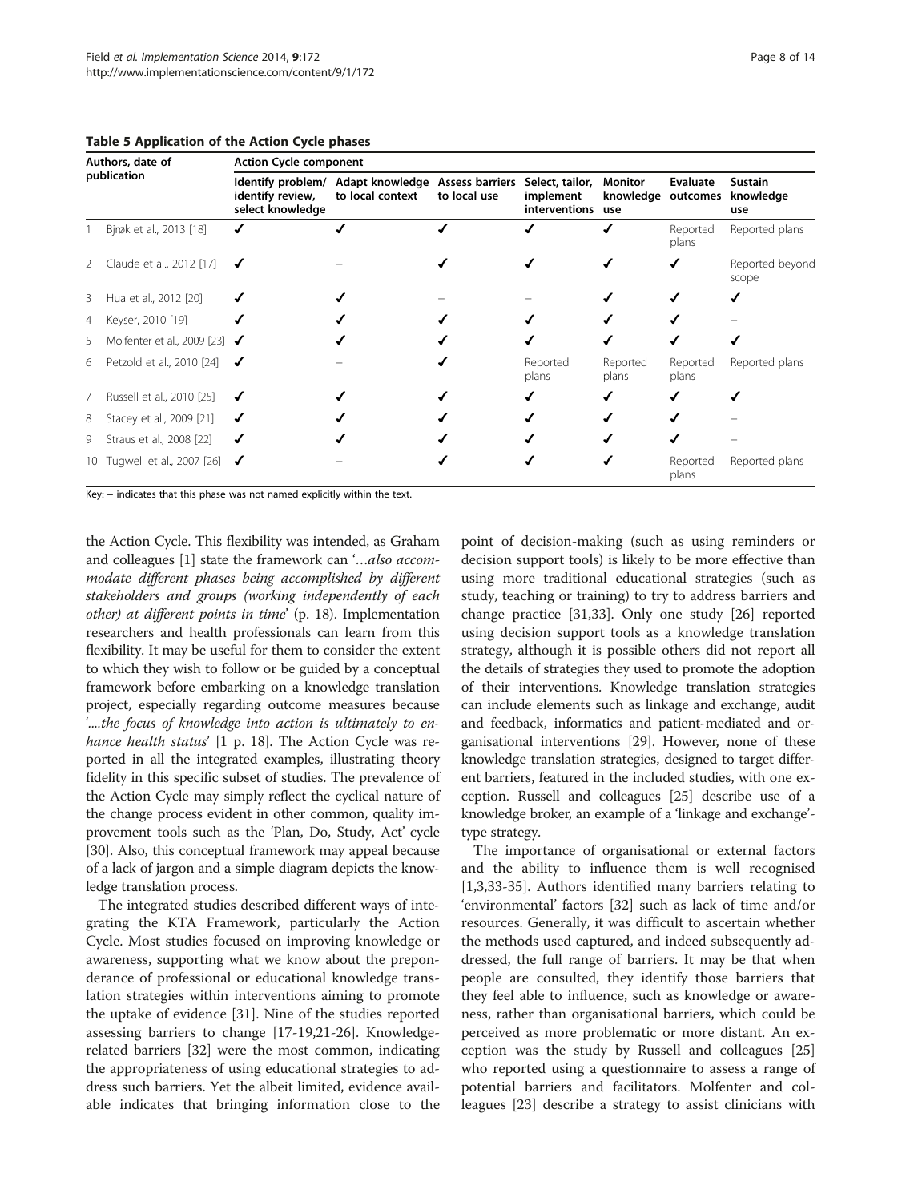**Table 5 Application of the Action Cycle phases**

| | Authors, date of publication | Action Cycle component | | | | | | |
|---|---|---|---|---|---|---|---|---|
| | | Identify problem/ identify review, select knowledge | Adapt knowledge to local context | Assess barriers to local use | Select, tailor, implement interventions | Monitor knowledge use | Evaluate outcomes | Sustain knowledge use |
| 1 | Bjørk et al., 2013 [18] | ✓ | ✓ | ✓ | ✓ | ✓ | Reported plans | Reported plans |
| 2 | Claude et al., 2012 [17] | ✓ | – | ✓ | ✓ | ✓ | ✓ | Reported beyond scope |
| 3 | Hua et al., 2012 [20] | ✓ | ✓ | – | – | ✓ | ✓ | ✓ |
| 4 | Keyser, 2010 [19] | ✓ | ✓ | ✓ | ✓ | ✓ | ✓ | – |
| 5 | Molfenter et al., 2009 [23] | ✓ | ✓ | ✓ | ✓ | ✓ | ✓ | ✓ |
| 6 | Petzold et al., 2010 [24] | ✓ | – | ✓ | Reported plans | Reported plans | Reported plans | Reported plans |
| 7 | Russell et al., 2010 [25] | ✓ | ✓ | ✓ | ✓ | ✓ | ✓ | ✓ |
| 8 | Stacey et al., 2009 [21] | ✓ | ✓ | ✓ | ✓ | ✓ | ✓ | – |
| 9 | Straus et al., 2008 [22] | ✓ | ✓ | ✓ | ✓ | ✓ | ✓ | – |
| 10 | Tugwell et al., 2007 [26] | ✓ | – | ✓ | ✓ | ✓ | Reported plans | Reported plans |

Key: – indicates that this phase was not named explicitly within the text.

the Action Cycle. This flexibility was intended, as Graham and colleagues [1] state the framework can '*…also accommodate different phases being accomplished by different stakeholders and groups (working independently of each other) at different points in time*' (p. 18). Implementation researchers and health professionals can learn from this flexibility. It may be useful for them to consider the extent to which they wish to follow or be guided by a conceptual framework before embarking on a knowledge translation project, especially regarding outcome measures because '*....the focus of knowledge into action is ultimately to enhance health status*' [1 p. 18]. The Action Cycle was reported in all the integrated examples, illustrating theory fidelity in this specific subset of studies. The prevalence of the Action Cycle may simply reflect the cyclical nature of the change process evident in other common, quality improvement tools such as the 'Plan, Do, Study, Act' cycle [30]. Also, this conceptual framework may appeal because of a lack of jargon and a simple diagram depicts the knowledge translation process.

The integrated studies described different ways of integrating the KTA Framework, particularly the Action Cycle. Most studies focused on improving knowledge or awareness, supporting what we know about the preponderance of professional or educational knowledge translation strategies within interventions aiming to promote the uptake of evidence [31]. Nine of the studies reported assessing barriers to change [17-19,21-26]. Knowledge-related barriers [32] were the most common, indicating the appropriateness of using educational strategies to address such barriers. Yet the albeit limited, evidence available indicates that bringing information close to the point of decision-making (such as using reminders or decision support tools) is likely to be more effective than using more traditional educational strategies (such as study, teaching or training) to try to address barriers and change practice [31,33]. Only one study [26] reported using decision support tools as a knowledge translation strategy, although it is possible others did not report all the details of strategies they used to promote the adoption of their interventions. Knowledge translation strategies can include elements such as linkage and exchange, audit and feedback, informatics and patient-mediated and organisational interventions [29]. However, none of these knowledge translation strategies, designed to target different barriers, featured in the included studies, with one exception. Russell and colleagues [25] describe use of a knowledge broker, an example of a 'linkage and exchange'-type strategy.

The importance of organisational or external factors and the ability to influence them is well recognised [1,3,33-35]. Authors identified many barriers relating to 'environmental' factors [32] such as lack of time and/or resources. Generally, it was difficult to ascertain whether the methods used captured, and indeed subsequently addressed, the full range of barriers. It may be that when people are consulted, they identify those barriers that they feel able to influence, such as knowledge or awareness, rather than organisational barriers, which could be perceived as more problematic or more distant. An exception was the study by Russell and colleagues [25] who reported using a questionnaire to assess a range of potential barriers and facilitators. Molfenter and colleagues [23] describe a strategy to assist clinicians with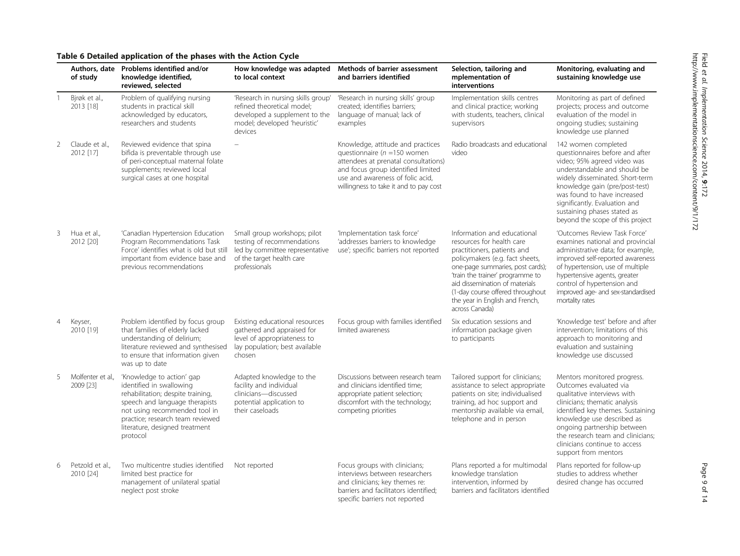**Table 6 Detailed application of the phases with the Action Cycle**

| | Authors, date of study | Problems identified and/or knowledge identified, reviewed, selected | How knowledge was adapted to local context | Methods of barrier assessment and barriers identified | Selection, tailoring and mplementation of interventions | Monitoring, evaluating and sustaining knowledge use |
|---|---|---|---|---|---|---|
| 1 | Bjørk et al., 2013 [18] | Problem of qualifying nursing students in practical skill acknowledged by educators, researchers and students | 'Research in nursing skills group' refined theoretical model; developed a supplement to the model; developed 'heuristic' devices | 'Research in nursing skills' group created; identifies barriers; language of manual; lack of examples | Implementation skills centres and clinical practice; working with students, teachers, clinical supervisors | Monitoring as part of defined projects; process and outcome evaluation of the model in ongoing studies; sustaining knowledge use planned |
| 2 | Claude et al., 2012 [17] | Reviewed evidence that spina bifida is preventable through use of peri-conceptual maternal folate supplements; reviewed local surgical cases at one hospital | – | Knowledge, attitude and practices questionnaire ($n$ =150 women attendees at prenatal consultations) and focus group identified limited use and awareness of folic acid, willingness to take it and to pay cost | Radio broadcasts and educational video | 142 women completed questionnaires before and after video; 95% agreed video was understandable and should be widely disseminated. Short-term knowledge gain (pre/post-test) was found to have increased significantly. Evaluation and sustaining phases stated as beyond the scope of this project |
| 3 | Hua et al., 2012 [20] | 'Canadian Hypertension Education Program Recommendations Task Force' identifies what is old but still important from evidence base and previous recommendations | Small group workshops; pilot testing of recommendations led by committee representative of the target health care professionals | 'Implementation task force' 'addresses barriers to knowledge use'; specific barriers not reported | Information and educational resources for health care practitioners, patients and policymakers (e.g. fact sheets, one-page summaries, post cards); 'train the trainer' programme to aid dissemination of materials (1-day course offered throughout the year in English and French, across Canada) | 'Outcomes Review Task Force' examines national and provincial administrative data; for example, improved self-reported awareness of hypertension, use of multiple hypertensive agents, greater control of hypertension and improved age- and sex-standardised mortality rates |
| 4 | Keyser, 2010 [19] | Problem identified by focus group that families of elderly lacked understanding of delirium; literature reviewed and synthesised to ensure that information given was up to date | Existing educational resources gathered and appraised for level of appropriateness to lay population; best available chosen | Focus group with families identified limited awareness | Six education sessions and information package given to participants | 'Knowledge test' before and after intervention; limitations of this approach to monitoring and evaluation and sustaining knowledge use discussed |
| 5 | Molfenter et al., 2009 [23] | 'Knowledge to action' gap identified in swallowing rehabilitation; despite training, speech and language therapists not using recommended tool in practice; research team reviewed literature, designed treatment protocol | Adapted knowledge to the facility and individual clinicians—discussed potential application to their caseloads | Discussions between research team and clinicians identified time; appropriate patient selection; discomfort with the technology; competing priorities | Tailored support for clinicians; assistance to select appropriate patients on site; individualised training, ad hoc support and mentorship available via email, telephone and in person | Mentors monitored progress. Outcomes evaluated via qualitative interviews with clinicians; thematic analysis identified key themes. Sustaining knowledge use described as ongoing partnership between the research team and clinicians; clinicians continue to access support from mentors |
| 6 | Petzold et al., 2010 [24] | Two multicentre studies identified limited best practice for management of unilateral spatial neglect post stroke | Not reported | Focus groups with clinicians; interviews between researchers and clinicians; key themes re: barriers and facilitators identified; specific barriers not reported | Plans reported a for multimodal knowledge translation intervention, informed by barriers and facilitators identified | Plans reported for follow-up studies to address whether desired change has occurred |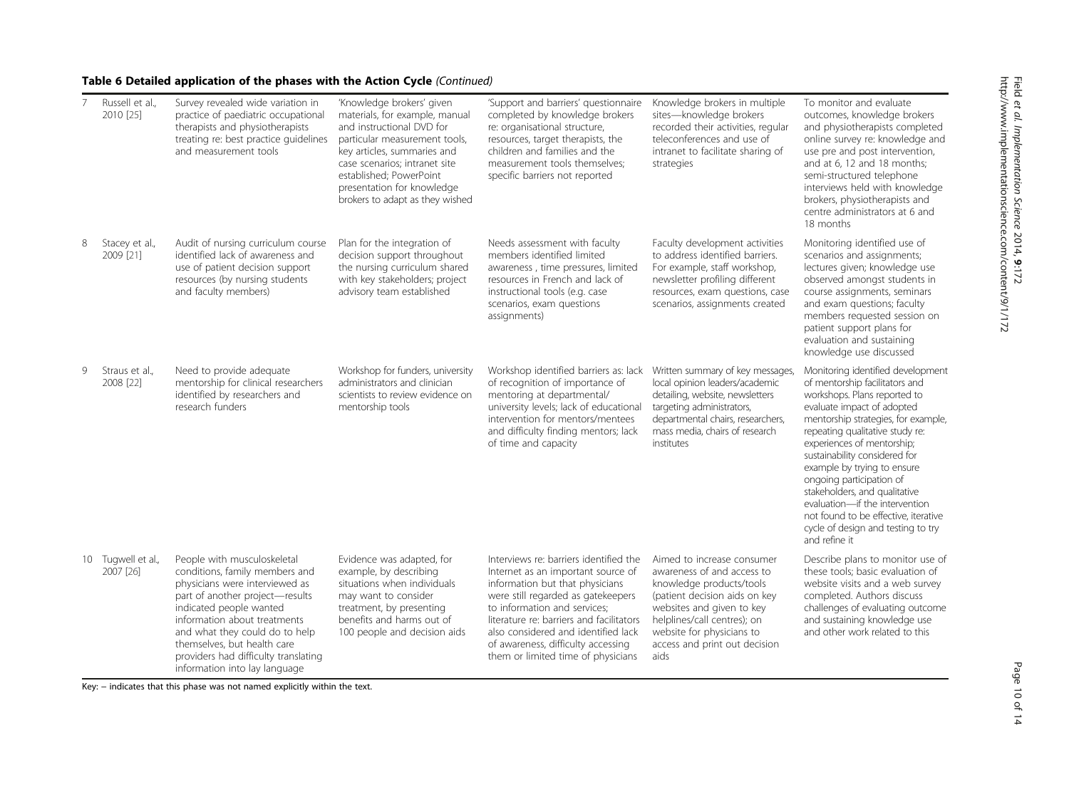**Table 6 Detailed application of the phases with the Action Cycle** *(Continued)*

| | | | | | | |
|---|---|---|---|---|---|---|
| 7 | Russell et al., 2010 [25] | Survey revealed wide variation in practice of paediatric occupational therapists and physiotherapists treating re: best practice guidelines and measurement tools | 'Knowledge brokers' given materials, for example, manual and instructional DVD for particular measurement tools, key articles, summaries and case scenarios; intranet site established; PowerPoint presentation for knowledge brokers to adapt as they wished | 'Support and barriers' questionnaire completed by knowledge brokers re: organisational structure, resources, target therapists, the children and families and the measurement tools themselves; specific barriers not reported | Knowledge brokers in multiple sites—knowledge brokers recorded their activities, regular teleconferences and use of intranet to facilitate sharing of strategies | To monitor and evaluate outcomes, knowledge brokers and physiotherapists completed online survey re: knowledge and use pre and post intervention, and at 6, 12 and 18 months; semi-structured telephone interviews held with knowledge brokers, physiotherapists and centre administrators at 6 and 18 months |
| 8 | Stacey et al., 2009 [21] | Audit of nursing curriculum course identified lack of awareness and use of patient decision support resources (by nursing students and faculty members) | Plan for the integration of decision support throughout the nursing curriculum shared with key stakeholders; project advisory team established | Needs assessment with faculty members identified limited awareness , time pressures, limited resources in French and lack of instructional tools (e.g. case scenarios, exam questions assignments) | Faculty development activities to address identified barriers. For example, staff workshop, newsletter profiling different resources, exam questions, case scenarios, assignments created | Monitoring identified use of scenarios and assignments; lectures given; knowledge use observed amongst students in course assignments, seminars and exam questions; faculty members requested session on patient support plans for evaluation and sustaining knowledge use discussed |
| 9 | Straus et al., 2008 [22] | Need to provide adequate mentorship for clinical researchers identified by researchers and research funders | Workshop for funders, university administrators and clinician scientists to review evidence on mentorship tools | Workshop identified barriers as: lack of recognition of importance of mentoring at departmental/ university levels; lack of educational intervention for mentors/mentees and difficulty finding mentors; lack of time and capacity | Written summary of key messages, local opinion leaders/academic detailing, website, newsletters targeting administrators, departmental chairs, researchers, mass media, chairs of research institutes | Monitoring identified development of mentorship facilitators and workshops. Plans reported to evaluate impact of adopted mentorship strategies, for example, repeating qualitative study re: experiences of mentorship; sustainability considered for example by trying to ensure ongoing participation of stakeholders, and qualitative evaluation—if the intervention not found to be effective, iterative cycle of design and testing to try and refine it |
| 10 | Tugwell et al., 2007 [26] | People with musculoskeletal conditions, family members and physicians were interviewed as part of another project—results indicated people wanted information about treatments and what they could do to help themselves, but health care providers had difficulty translating information into lay language | Evidence was adapted, for example, by describing situations when individuals may want to consider treatment, by presenting benefits and harms out of 100 people and decision aids | Interviews re: barriers identified the Internet as an important source of information but that physicians were still regarded as gatekeepers to information and services; literature re: barriers and facilitators also considered and identified lack of awareness, difficulty accessing them or limited time of physicians | Aimed to increase consumer awareness of and access to knowledge products/tools (patient decision aids on key websites and given to key helplines/call centres); on website for physicians to access and print out decision aids | Describe plans to monitor use of these tools; basic evaluation of website visits and a web survey completed. Authors discuss challenges of evaluating outcome and sustaining knowledge use and other work related to this |

Key: – indicates that this phase was not named explicitly within the text.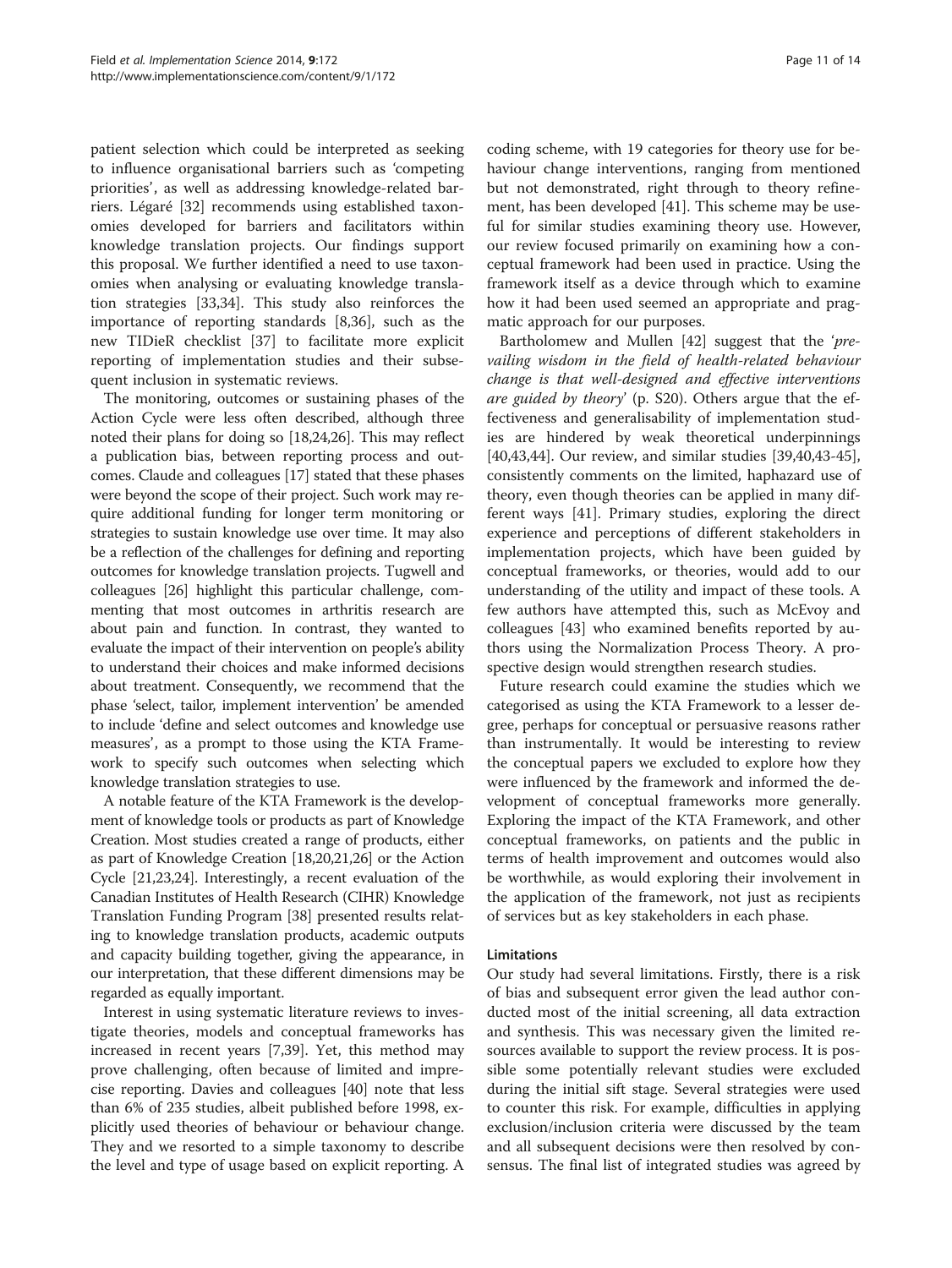patient selection which could be interpreted as seeking to influence organisational barriers such as 'competing priorities', as well as addressing knowledge-related barriers. Légaré [32] recommends using established taxonomies developed for barriers and facilitators within knowledge translation projects. Our findings support this proposal. We further identified a need to use taxonomies when analysing or evaluating knowledge translation strategies [33,34]. This study also reinforces the importance of reporting standards [8,36], such as the new TIDieR checklist [37] to facilitate more explicit reporting of implementation studies and their subsequent inclusion in systematic reviews.

The monitoring, outcomes or sustaining phases of the Action Cycle were less often described, although three noted their plans for doing so [18,24,26]. This may reflect a publication bias, between reporting process and outcomes. Claude and colleagues [17] stated that these phases were beyond the scope of their project. Such work may require additional funding for longer term monitoring or strategies to sustain knowledge use over time. It may also be a reflection of the challenges for defining and reporting outcomes for knowledge translation projects. Tugwell and colleagues [26] highlight this particular challenge, commenting that most outcomes in arthritis research are about pain and function. In contrast, they wanted to evaluate the impact of their intervention on people's ability to understand their choices and make informed decisions about treatment. Consequently, we recommend that the phase 'select, tailor, implement intervention' be amended to include 'define and select outcomes and knowledge use measures', as a prompt to those using the KTA Framework to specify such outcomes when selecting which knowledge translation strategies to use.

A notable feature of the KTA Framework is the development of knowledge tools or products as part of Knowledge Creation. Most studies created a range of products, either as part of Knowledge Creation [18,20,21,26] or the Action Cycle [21,23,24]. Interestingly, a recent evaluation of the Canadian Institutes of Health Research (CIHR) Knowledge Translation Funding Program [38] presented results relating to knowledge translation products, academic outputs and capacity building together, giving the appearance, in our interpretation, that these different dimensions may be regarded as equally important.

Interest in using systematic literature reviews to investigate theories, models and conceptual frameworks has increased in recent years [7,39]. Yet, this method may prove challenging, often because of limited and imprecise reporting. Davies and colleagues [40] note that less than 6% of 235 studies, albeit published before 1998, explicitly used theories of behaviour or behaviour change. They and we resorted to a simple taxonomy to describe the level and type of usage based on explicit reporting. A coding scheme, with 19 categories for theory use for behaviour change interventions, ranging from mentioned but not demonstrated, right through to theory refinement, has been developed [41]. This scheme may be useful for similar studies examining theory use. However, our review focused primarily on examining how a conceptual framework had been used in practice. Using the framework itself as a device through which to examine how it had been used seemed an appropriate and pragmatic approach for our purposes.

Bartholomew and Mullen [42] suggest that the '*prevailing wisdom in the field of health-related behaviour change is that well-designed and effective interventions are guided by theory*' (p. S20). Others argue that the effectiveness and generalisability of implementation studies are hindered by weak theoretical underpinnings [40,43,44]. Our review, and similar studies [39,40,43-45], consistently comments on the limited, haphazard use of theory, even though theories can be applied in many different ways [41]. Primary studies, exploring the direct experience and perceptions of different stakeholders in implementation projects, which have been guided by conceptual frameworks, or theories, would add to our understanding of the utility and impact of these tools. A few authors have attempted this, such as McEvoy and colleagues [43] who examined benefits reported by authors using the Normalization Process Theory. A prospective design would strengthen research studies.

Future research could examine the studies which we categorised as using the KTA Framework to a lesser degree, perhaps for conceptual or persuasive reasons rather than instrumentally. It would be interesting to review the conceptual papers we excluded to explore how they were influenced by the framework and informed the development of conceptual frameworks more generally. Exploring the impact of the KTA Framework, and other conceptual frameworks, on patients and the public in terms of health improvement and outcomes would also be worthwhile, as would exploring their involvement in the application of the framework, not just as recipients of services but as key stakeholders in each phase.

### Limitations

Our study had several limitations. Firstly, there is a risk of bias and subsequent error given the lead author conducted most of the initial screening, all data extraction and synthesis. This was necessary given the limited resources available to support the review process. It is possible some potentially relevant studies were excluded during the initial sift stage. Several strategies were used to counter this risk. For example, difficulties in applying exclusion/inclusion criteria were discussed by the team and all subsequent decisions were then resolved by consensus. The final list of integrated studies was agreed by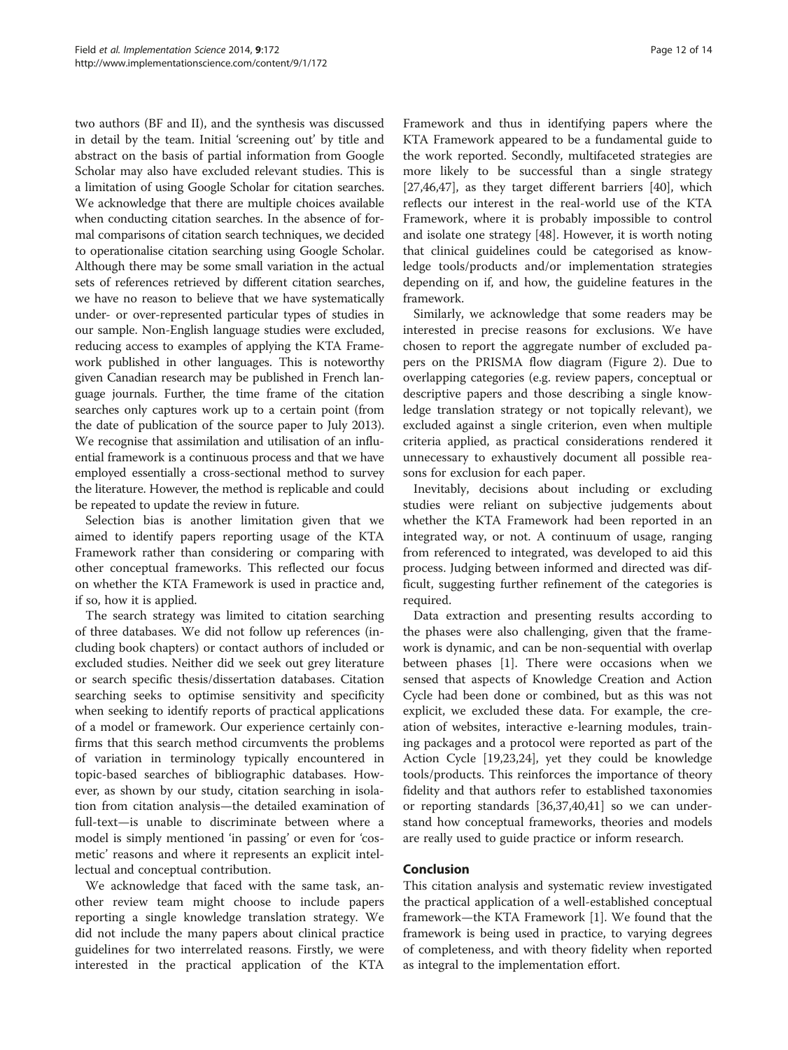two authors (BF and II), and the synthesis was discussed in detail by the team. Initial 'screening out' by title and abstract on the basis of partial information from Google Scholar may also have excluded relevant studies. This is a limitation of using Google Scholar for citation searches. We acknowledge that there are multiple choices available when conducting citation searches. In the absence of formal comparisons of citation search techniques, we decided to operationalise citation searching using Google Scholar. Although there may be some small variation in the actual sets of references retrieved by different citation searches, we have no reason to believe that we have systematically under- or over-represented particular types of studies in our sample. Non-English language studies were excluded, reducing access to examples of applying the KTA Framework published in other languages. This is noteworthy given Canadian research may be published in French language journals. Further, the time frame of the citation searches only captures work up to a certain point (from the date of publication of the source paper to July 2013). We recognise that assimilation and utilisation of an influential framework is a continuous process and that we have employed essentially a cross-sectional method to survey the literature. However, the method is replicable and could be repeated to update the review in future.

Selection bias is another limitation given that we aimed to identify papers reporting usage of the KTA Framework rather than considering or comparing with other conceptual frameworks. This reflected our focus on whether the KTA Framework is used in practice and, if so, how it is applied.

The search strategy was limited to citation searching of three databases. We did not follow up references (including book chapters) or contact authors of included or excluded studies. Neither did we seek out grey literature or search specific thesis/dissertation databases. Citation searching seeks to optimise sensitivity and specificity when seeking to identify reports of practical applications of a model or framework. Our experience certainly confirms that this search method circumvents the problems of variation in terminology typically encountered in topic-based searches of bibliographic databases. However, as shown by our study, citation searching in isolation from citation analysis—the detailed examination of full-text—is unable to discriminate between where a model is simply mentioned 'in passing' or even for 'cosmetic' reasons and where it represents an explicit intellectual and conceptual contribution.

We acknowledge that faced with the same task, another review team might choose to include papers reporting a single knowledge translation strategy. We did not include the many papers about clinical practice guidelines for two interrelated reasons. Firstly, we were interested in the practical application of the KTA Framework and thus in identifying papers where the KTA Framework appeared to be a fundamental guide to the work reported. Secondly, multifaceted strategies are more likely to be successful than a single strategy [27,46,47], as they target different barriers [40], which reflects our interest in the real-world use of the KTA Framework, where it is probably impossible to control and isolate one strategy [48]. However, it is worth noting that clinical guidelines could be categorised as knowledge tools/products and/or implementation strategies depending on if, and how, the guideline features in the framework.

Similarly, we acknowledge that some readers may be interested in precise reasons for exclusions. We have chosen to report the aggregate number of excluded papers on the PRISMA flow diagram (Figure 2). Due to overlapping categories (e.g. review papers, conceptual or descriptive papers and those describing a single knowledge translation strategy or not topically relevant), we excluded against a single criterion, even when multiple criteria applied, as practical considerations rendered it unnecessary to exhaustively document all possible reasons for exclusion for each paper.

Inevitably, decisions about including or excluding studies were reliant on subjective judgements about whether the KTA Framework had been reported in an integrated way, or not. A continuum of usage, ranging from referenced to integrated, was developed to aid this process. Judging between informed and directed was difficult, suggesting further refinement of the categories is required.

Data extraction and presenting results according to the phases were also challenging, given that the framework is dynamic, and can be non-sequential with overlap between phases [1]. There were occasions when we sensed that aspects of Knowledge Creation and Action Cycle had been done or combined, but as this was not explicit, we excluded these data. For example, the creation of websites, interactive e-learning modules, training packages and a protocol were reported as part of the Action Cycle [19,23,24], yet they could be knowledge tools/products. This reinforces the importance of theory fidelity and that authors refer to established taxonomies or reporting standards [36,37,40,41] so we can understand how conceptual frameworks, theories and models are really used to guide practice or inform research.

## Conclusion

This citation analysis and systematic review investigated the practical application of a well-established conceptual framework—the KTA Framework [1]. We found that the framework is being used in practice, to varying degrees of completeness, and with theory fidelity when reported as integral to the implementation effort.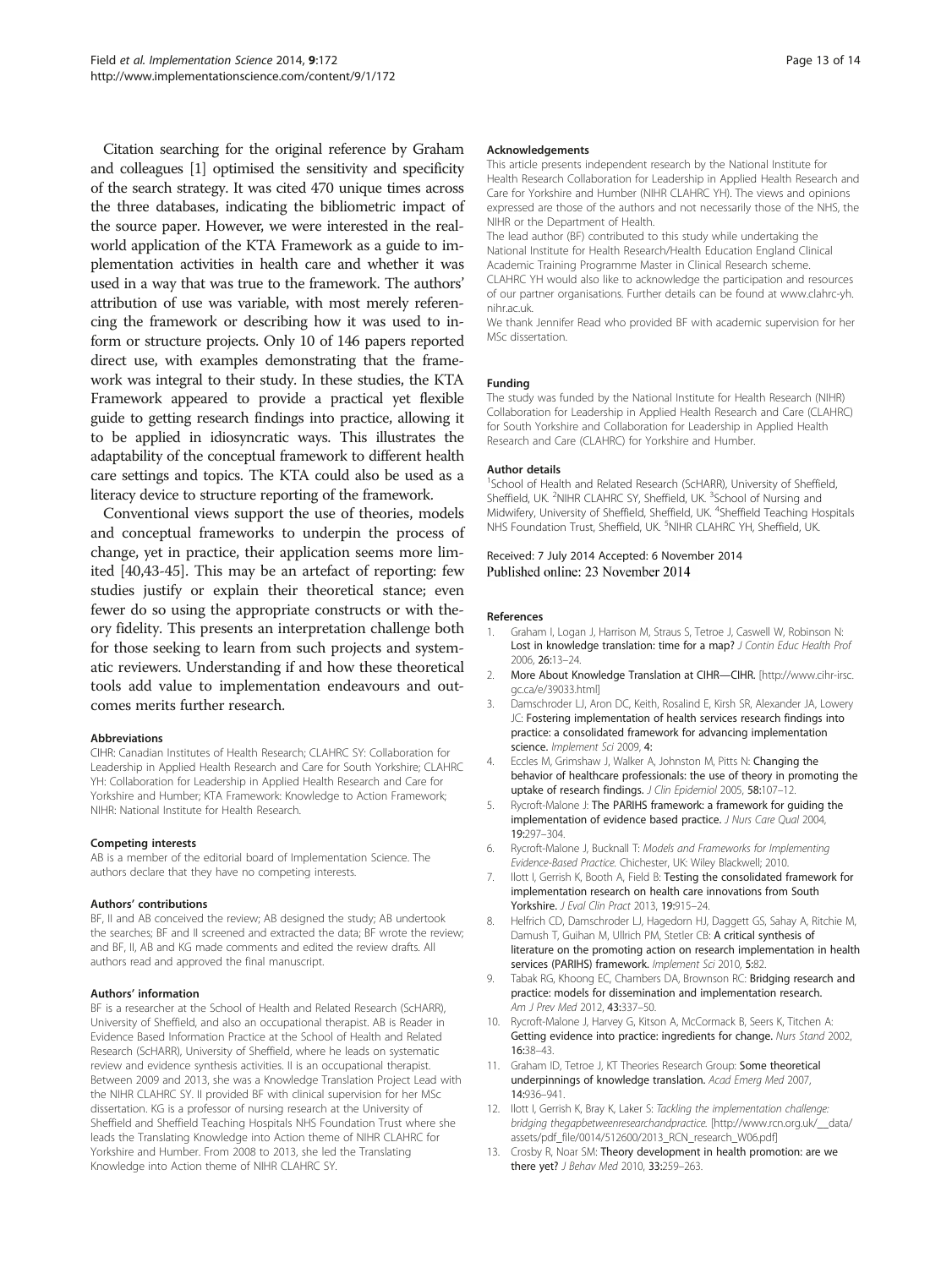Citation searching for the original reference by Graham and colleagues [1] optimised the sensitivity and specificity of the search strategy. It was cited 470 unique times across the three databases, indicating the bibliometric impact of the source paper. However, we were interested in the real-world application of the KTA Framework as a guide to implementation activities in health care and whether it was used in a way that was true to the framework. The authors' attribution of use was variable, with most merely referencing the framework or describing how it was used to inform or structure projects. Only 10 of 146 papers reported direct use, with examples demonstrating that the framework was integral to their study. In these studies, the KTA Framework appeared to provide a practical yet flexible guide to getting research findings into practice, allowing it to be applied in idiosyncratic ways. This illustrates the adaptability of the conceptual framework to different health care settings and topics. The KTA could also be used as a literacy device to structure reporting of the framework.

Conventional views support the use of theories, models and conceptual frameworks to underpin the process of change, yet in practice, their application seems more limited [40,43-45]. This may be an artefact of reporting: few studies justify or explain their theoretical stance; even fewer do so using the appropriate constructs or with theory fidelity. This presents an interpretation challenge both for those seeking to learn from such projects and systematic reviewers. Understanding if and how these theoretical tools add value to implementation endeavours and outcomes merits further research.

#### Abbreviations

CIHR: Canadian Institutes of Health Research; CLAHRC SY: Collaboration for Leadership in Applied Health Research and Care for South Yorkshire; CLAHRC YH: Collaboration for Leadership in Applied Health Research and Care for Yorkshire and Humber; KTA Framework: Knowledge to Action Framework; NIHR: National Institute for Health Research.

#### Competing interests

AB is a member of the editorial board of Implementation Science. The authors declare that they have no competing interests.

#### Authors' contributions

BF, II and AB conceived the review; AB designed the study; AB undertook the searches; BF screened and extracted the data; BF wrote the review; and BF, II, AB and KG made comments and edited the review drafts. All authors read and approved the final manuscript.

#### Authors' information

BF is a researcher at the School of Health and Related Research (ScHARR), University of Sheffield, and also an occupational therapist. AB is Reader in Evidence Based Information Practice at the School of Health and Related Research (ScHARR), University of Sheffield, where he leads on systematic review and evidence synthesis activities. II is an occupational therapist. Between 2009 and 2013, she was a Knowledge Translation Project Lead with the NIHR CLAHRC SY. II provided BF with clinical supervision for her MSc dissertation. KG is a professor of nursing research at the University of Sheffield and Sheffield Teaching Hospitals NHS Foundation Trust where she leads the Translating Knowledge into Action theme of NIHR CLAHRC for Yorkshire and Humber. From 2008 to 2013, she led the Translating Knowledge into Action theme of NIHR CLAHRC SY.

#### Acknowledgements

This article presents independent research by the National Institute for Health Research Collaboration for Leadership in Applied Health Research and Care for Yorkshire and Humber (NIHR CLAHRC YH). The views and opinions expressed are those of the authors and not necessarily those of the NHS, the NIHR or the Department of Health.
The lead author (BF) contributed to this study while undertaking the National Institute for Health Research/Health Education England Clinical Academic Training Programme Master in Clinical Research scheme.
CLAHRC YH would also like to acknowledge the participation and resources of our partner organisations. Further details can be found at www.clahrc-yh.nihr.ac.uk.
We thank Jennifer Read who provided BF with academic supervision for her MSc dissertation.

#### Funding

The study was funded by the National Institute for Health Research (NIHR) Collaboration for Leadership in Applied Health Research and Care (CLAHRC) for South Yorkshire and Collaboration for Leadership in Applied Health Research and Care (CLAHRC) for Yorkshire and Humber.

#### Author details

[1]School of Health and Related Research (ScHARR), University of Sheffield, Sheffield, UK. [2]NIHR CLAHRC SY, Sheffield, UK. [3]School of Nursing and Midwifery, University of Sheffield, Sheffield, UK. [4]Sheffield Teaching Hospitals NHS Foundation Trust, Sheffield, UK. [5]NIHR CLAHRC YH, Sheffield, UK.

Received: 7 July 2014 Accepted: 6 November 2014
Published online: 23 November 2014

#### References

1. Graham I, Logan J, Harrison M, Straus S, Tetroe J, Caswell W, Robinson N: **Lost in knowledge translation: time for a map?** *J Contin Educ Health Prof* 2006, **26**:13–24.
2. **More About Knowledge Translation at CIHR—CIHR.** [http://www.cihr-irsc.gc.ca/e/39033.html]
3. Damschroder LJ, Aron DC, Keith, Rosalind E, Kirsh SR, Alexander JA, Lowery JC: **Fostering implementation of health services research findings into practice: a consolidated framework for advancing implementation science.** *Implement Sci* 2009, **4**:
4. Eccles M, Grimshaw J, Walker A, Johnston M, Pitts N: **Changing the behavior of healthcare professionals: the use of theory in promoting the uptake of research findings.** *J Clin Epidemiol* 2005, **58**:107–12.
5. Rycroft-Malone J: **The PARIHS framework: a framework for guiding the implementation of evidence based practice.** *J Nurs Care Qual* 2004, **19**:297–304.
6. Rycroft-Malone J, Bucknall T: *Models and Frameworks for Implementing Evidence-Based Practice.* Chichester, UK: Wiley Blackwell; 2010.
7. Ilott I, Gerrish K, Booth A, Field B: **Testing the consolidated framework for implementation research on health care innovations from South Yorkshire.** *J Eval Clin Pract* 2013, **19**:915–24.
8. Helfrich CD, Damschroder LJ, Hagedorn HJ, Daggett GS, Sahay A, Ritchie M, Damush T, Guihan M, Ullrich PM, Stetler CB: **A critical synthesis of literature on the promoting action on research implementation in health services (PARIHS) framework.** *Implement Sci* 2010, **5**:82.
9. Tabak RG, Khoong EC, Chambers DA, Brownson RC: **Bridging research and practice: models for dissemination and implementation research.** *Am J Prev Med* 2012, **43**:337–50.
10. Rycroft-Malone J, Harvey G, Kitson A, McCormack B, Seers K, Titchen A: **Getting evidence into practice: ingredients for change.** *Nurs Stand* 2002, **16**:38–43.
11. Graham ID, Tetroe J, KT Theories Research Group: **Some theoretical underpinnings of knowledge translation.** *Acad Emerg Med* 2007, **14**:936–941.
12. Ilott I, Gerrish K, Bray K, Laker S: *Tackling the implementation challenge: bridging thegapbetweenresearchandpractice.* [http://www.rcn.org.uk/__data/assets/pdf_file/0014/512600/2013_RCN_research_W06.pdf]
13. Crosby R, Noar SM: **Theory development in health promotion: are we there yet?** *J Behav Med* 2010, **33**:259–263.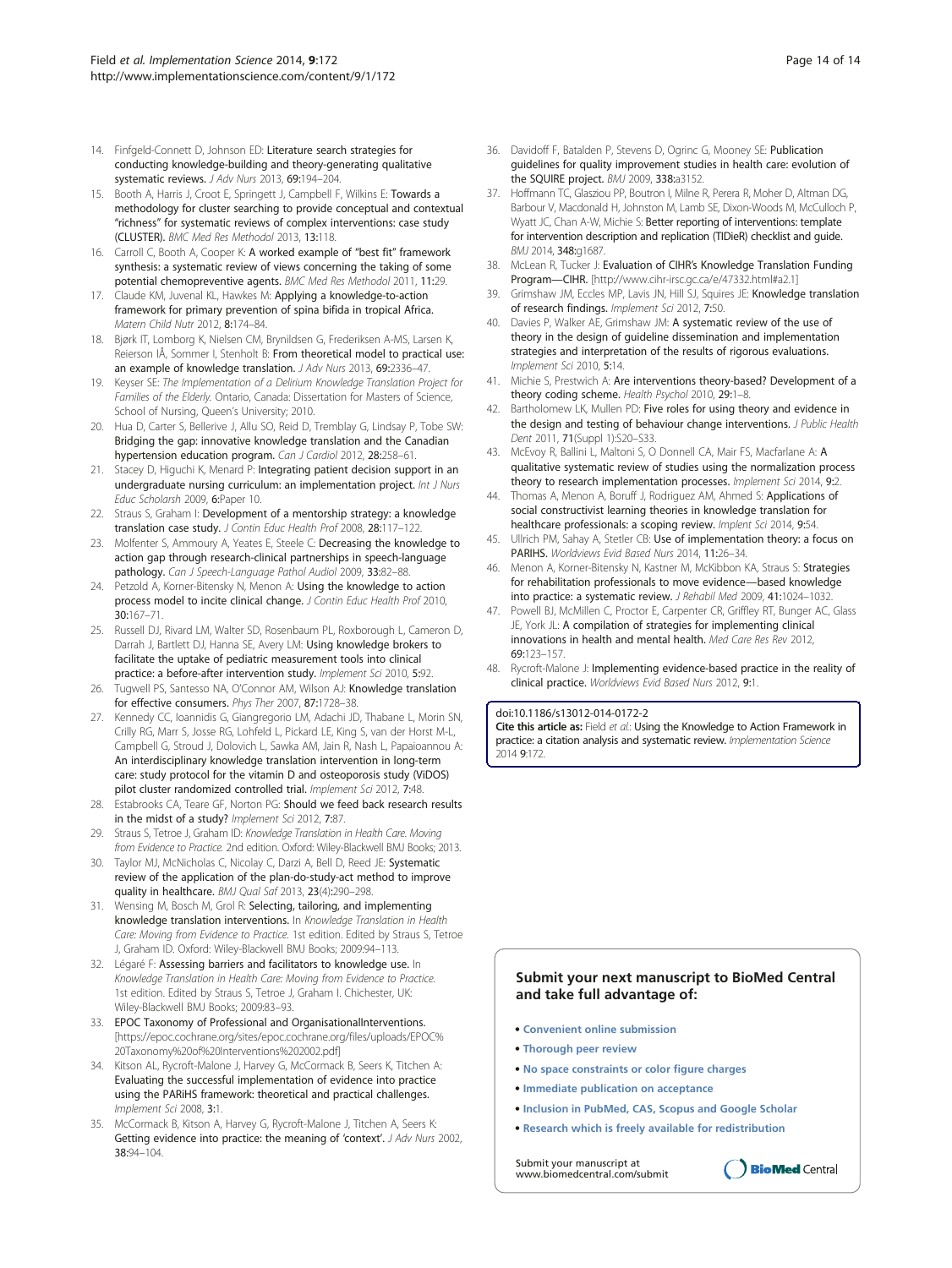14. Finfgeld-Connett D, Johnson ED: **Literature search strategies for conducting knowledge-building and theory-generating qualitative systematic reviews.** *J Adv Nurs* 2013, **69:**194–204.
15. Booth A, Harris J, Croot E, Springett J, Campbell F, Wilkins E: **Towards a methodology for cluster searching to provide conceptual and contextual "richness" for systematic reviews of complex interventions: case study (CLUSTER).** *BMC Med Res Methodol* 2013, **13:**118.
16. Carroll C, Booth A, Cooper K: **A worked example of "best fit" framework synthesis: a systematic review of views concerning the taking of some potential chemopreventive agents.** *BMC Med Res Methodol* 2011, **11:**29.
17. Claude KM, Juvenal KL, Hawkes M: **Applying a knowledge-to-action framework for primary prevention of spina bifida in tropical Africa.** *Matern Child Nutr* 2012, **8:**174–84.
18. Bjørk IT, Lomborg K, Nielsen CM, Brynildsen G, Frederiksen A-MS, Larsen K, Reierson IÅ, Sommer I, Stenholt B: **From theoretical model to practical use: an example of knowledge translation.** *J Adv Nurs* 2013, **69:**2336–47.
19. Keyser SE: *The Implementation of a Delirium Knowledge Translation Project for Families of the Elderly.* Ontario, Canada: Dissertation for Masters of Science, School of Nursing, Queen's University; 2010.
20. Hua D, Carter S, Bellerive J, Allu SO, Reid D, Tremblay G, Lindsay P, Tobe SW: **Bridging the gap: innovative knowledge translation and the Canadian hypertension education program.** *Can J Cardiol* 2012, **28:**258–61.
21. Stacey D, Higuchi K, Menard P: **Integrating patient decision support in an undergraduate nursing curriculum: an implementation project.** *Int J Nurs Educ Scholarsh* 2009, **6:**Paper 10.
22. Straus S, Graham I: **Development of a mentorship strategy: a knowledge translation case study.** *J Contin Educ Health Prof* 2008, **28:**117–122.
23. Molfenter S, Ammoury A, Yeates E, Steele C: **Decreasing the knowledge to action gap through research-clinical partnerships in speech-language pathology.** *Can J Speech-Language Pathol Audiol* 2009, **33:**82–88.
24. Petzold A, Korner-Bitensky N, Menon A: **Using the knowledge to action process model to incite clinical change.** *J Contin Educ Health Prof* 2010, **30:**167–71.
25. Russell DJ, Rivard LM, Walter SD, Rosenbaum PL, Roxborough L, Cameron D, Darrah J, Bartlett DJ, Hanna SE, Avery LM: **Using knowledge brokers to facilitate the uptake of pediatric measurement tools into clinical practice: a before-after intervention study.** *Implement Sci* 2010, **5:**92.
26. Tugwell PS, Santesso NA, O'Connor AM, Wilson AJ: **Knowledge translation for effective consumers.** *Phys Ther* 2007, **87:**1728–38.
27. Kennedy CC, Ioannidis G, Giangregorio LM, Adachi JD, Thabane L, Morin SN, Crilly RG, Marr S, Josse RG, Lohfeld L, Pickard LE, King S, van der Horst M-L, Campbell G, Stroud J, Dolovich L, Sawka AM, Jain R, Nash L, Papaioannou A: **An interdisciplinary knowledge translation intervention in long-term care: study protocol for the vitamin D and osteoporosis study (ViDOS) pilot cluster randomized controlled trial.** *Implement Sci* 2012, **7:**48.
28. Estabrooks CA, Teare GF, Norton PG: **Should we feed back research results in the midst of a study?** *Implement Sci* 2012, **7:**87.
29. Straus S, Tetroe J, Graham ID: *Knowledge Translation in Health Care. Moving from Evidence to Practice.* 2nd edition. Oxford: Wiley-Blackwell BMJ Books; 2013.
30. Taylor MJ, McNicholas C, Nicolay C, Darzi A, Bell D, Reed JE: **Systematic review of the application of the plan-do-study-act method to improve quality in healthcare.** *BMJ Qual Saf* 2013, **23**(4)**:**290–298.
31. Wensing M, Bosch M, Grol R: **Selecting, tailoring, and implementing knowledge translation interventions.** In *Knowledge Translation in Health Care: Moving from Evidence to Practice.* 1st edition. Edited by Straus S, Tetroe J, Graham ID. Oxford: Wiley-Blackwell BMJ Books; 2009:94–113.
32. Légaré F: **Assessing barriers and facilitators to knowledge use.** In *Knowledge Translation in Health Care: Moving from Evidence to Practice.* 1st edition. Edited by Straus S, Tetroe J, Graham I. Chichester, UK: Wiley-Blackwell BMJ Books; 2009:83–93.
33. **EPOC Taxonomy of Professional and OrganisationalInterventions.** [https://epoc.cochrane.org/sites/epoc.cochrane.org/files/uploads/EPOC%20Taxonomy%20of%20Interventions%202002.pdf]
34. Kitson AL, Rycroft-Malone J, Harvey G, McCormack B, Seers K, Titchen A: **Evaluating the successful implementation of evidence into practice using the PARiHS framework: theoretical and practical challenges.** *Implement Sci* 2008, **3:**1.
35. McCormack B, Kitson A, Harvey G, Rycroft-Malone J, Titchen A, Seers K: **Getting evidence into practice: the meaning of 'context'.** *J Adv Nurs* 2002, **38:**94–104.
36. Davidoff F, Batalden P, Stevens D, Ogrinc G, Mooney SE: **Publication guidelines for quality improvement studies in health care: evolution of the SQUIRE project.** *BMJ* 2009, **338:**a3152.
37. Hoffmann TC, Glasziou PP, Boutron I, Milne R, Perera R, Moher D, Altman DG, Barbour V, Macdonald H, Johnston M, Lamb SE, Dixon-Woods M, McCulloch P, Wyatt JC, Chan A-W, Michie S: **Better reporting of interventions: template for intervention description and replication (TIDieR) checklist and guide.** *BMJ* 2014, **348:**g1687.
38. McLean R, Tucker J: **Evaluation of CIHR's Knowledge Translation Funding Program—CIHR.** [http://www.cihr-irsc.gc.ca/e/47332.html#a2.1]
39. Grimshaw JM, Eccles MP, Lavis JN, Hill SJ, Squires JE: **Knowledge translation of research findings.** *Implement Sci* 2012, **7:**50.
40. Davies P, Walker AE, Grimshaw JM: **A systematic review of the use of theory in the design of guideline dissemination and implementation strategies and interpretation of the results of rigorous evaluations.** *Implement Sci* 2010, **5:**14.
41. Michie S, Prestwich A: **Are interventions theory-based? Development of a theory coding scheme.** *Health Psychol* 2010, **29:**1–8.
42. Bartholomew LK, Mullen PD: **Five roles for using theory and evidence in the design and testing of behaviour change interventions.** *J Public Health Dent* 2011, **71**(Suppl 1)**:**S20–S33.
43. McEvoy R, Ballini L, Maltoni S, O Donnell CA, Mair FS, Macfarlane A: **A qualitative systematic review of studies using the normalization process theory to research implementation processes.** *Implement Sci* 2014, **9:**2.
44. Thomas A, Menon A, Boruff J, Rodriguez AM, Ahmed S: **Applications of social constructivist learning theories in knowledge translation for healthcare professionals: a scoping review.** *Implent Sci* 2014, **9:**54.
45. Ullrich PM, Sahay A, Stetler CB: **Use of implementation theory: a focus on PARIHS.** *Worldviews Evid Based Nurs* 2014, **11:**26–34.
46. Menon A, Korner-Bitensky N, Kastner M, McKibbon KA, Straus S: **Strategies for rehabilitation professionals to move evidence—based knowledge into practice: a systematic review.** *J Rehabil Med* 2009, **41:**1024–1032.
47. Powell BJ, McMillen C, Proctor E, Carpenter CR, Griffley RT, Bunger AC, Glass JE, York JL: **A compilation of strategies for implementing clinical innovations in health and mental health.** *Med Care Res Rev* 2012, **69:**123–157.
48. Rycroft-Malone J: **Implementing evidence-based practice in the reality of clinical practice.** *Worldviews Evid Based Nurs* 2012, **9:**1.

doi:10.1186/s13012-014-0172-2

**Cite this article as:** Field *et al.*: Using the Knowledge to Action Framework in practice: a citation analysis and systematic review. *Implementation Science* 2014 **9**:172.